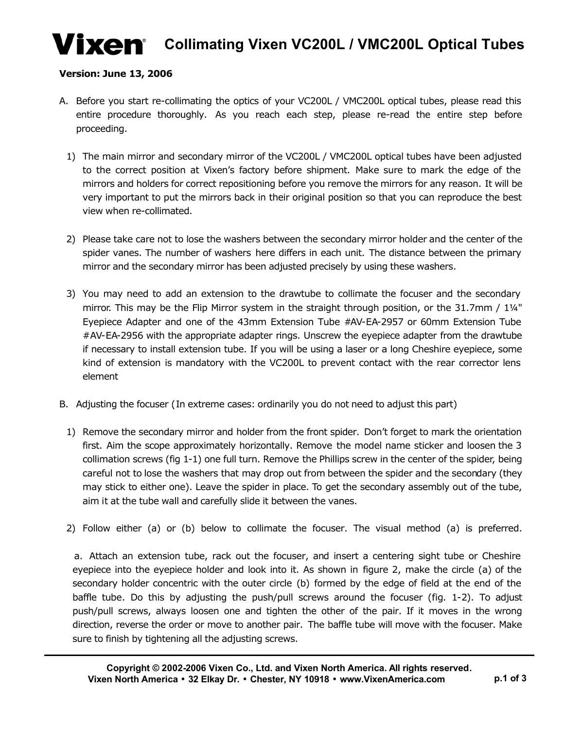# Vixen Collimating Vixen VC200L / VMC200L Optical Tubes

**Version: June 13, 2006**

A. Before you start re-collimating the optics of your VC200L / VMC200L optical tubes, please read this entire procedure thoroughly. As you reach each step, please re-read the entire step before proceeding.

1) The main mirror and secondary mirror of the VC200L / VMC200L optical tubes have been adjusted to the correct position at Vixen's factory before shipment. Make sure to mark the edge of the mirrors and holders for correct repositioning before you remove the mirrors for any reason. It will be very important to put the mirrors back in their original position so that you can reproduce the best view when re-collimated.

2) Please take care not to lose the washers between the secondary mirror holder and the center of the spider vanes. The number of washers here differs in each unit. The distance between the primary mirror and the secondary mirror has been adjusted precisely by using these washers.

3) You may need to add an extension to the drawtube to collimate the focuser and the secondary mirror. This may be the Flip Mirror system in the straight through position, or the 31.7mm / 1¼" Eyepiece Adapter and one of the 43mm Extension Tube #AV-EA-2957 or 60mm Extension Tube #AV-EA-2956 with the appropriate adapter rings. Unscrew the eyepiece adapter from the drawtube if necessary to install extension tube. If you will be using a laser or a long Cheshire eyepiece, some kind of extension is mandatory with the VC200L to prevent contact with the rear corrector lens element

B. Adjusting the focuser (In extreme cases: ordinarily you do not need to adjust this part)

1) Remove the secondary mirror and holder from the front spider. Don't forget to mark the orientation first. Aim the scope approximately horizontally. Remove the model name sticker and loosen the 3 collimation screws (fig 1-1) one full turn. Remove the Phillips screw in the center of the spider, being careful not to lose the washers that may drop out from between the spider and the secondary (they may stick to either one). Leave the spider in place. To get the secondary assembly out of the tube, aim it at the tube wall and carefully slide it between the vanes.

2) Follow either (a) or (b) below to collimate the focuser. The visual method (a) is preferred.

   a. Attach an extension tube, rack out the focuser, and insert a centering sight tube or Cheshire eyepiece into the eyepiece holder and look into it. As shown in figure 2, make the circle (a) of the secondary holder concentric with the outer circle (b) formed by the edge of field at the end of the baffle tube. Do this by adjusting the push/pull screws around the focuser (fig. 1-2). To adjust push/pull screws, always loosen one and tighten the other of the pair. If it moves in the wrong direction, reverse the order or move to another pair. The baffle tube will move with the focuser. Make sure to finish by tightening all the adjusting screws.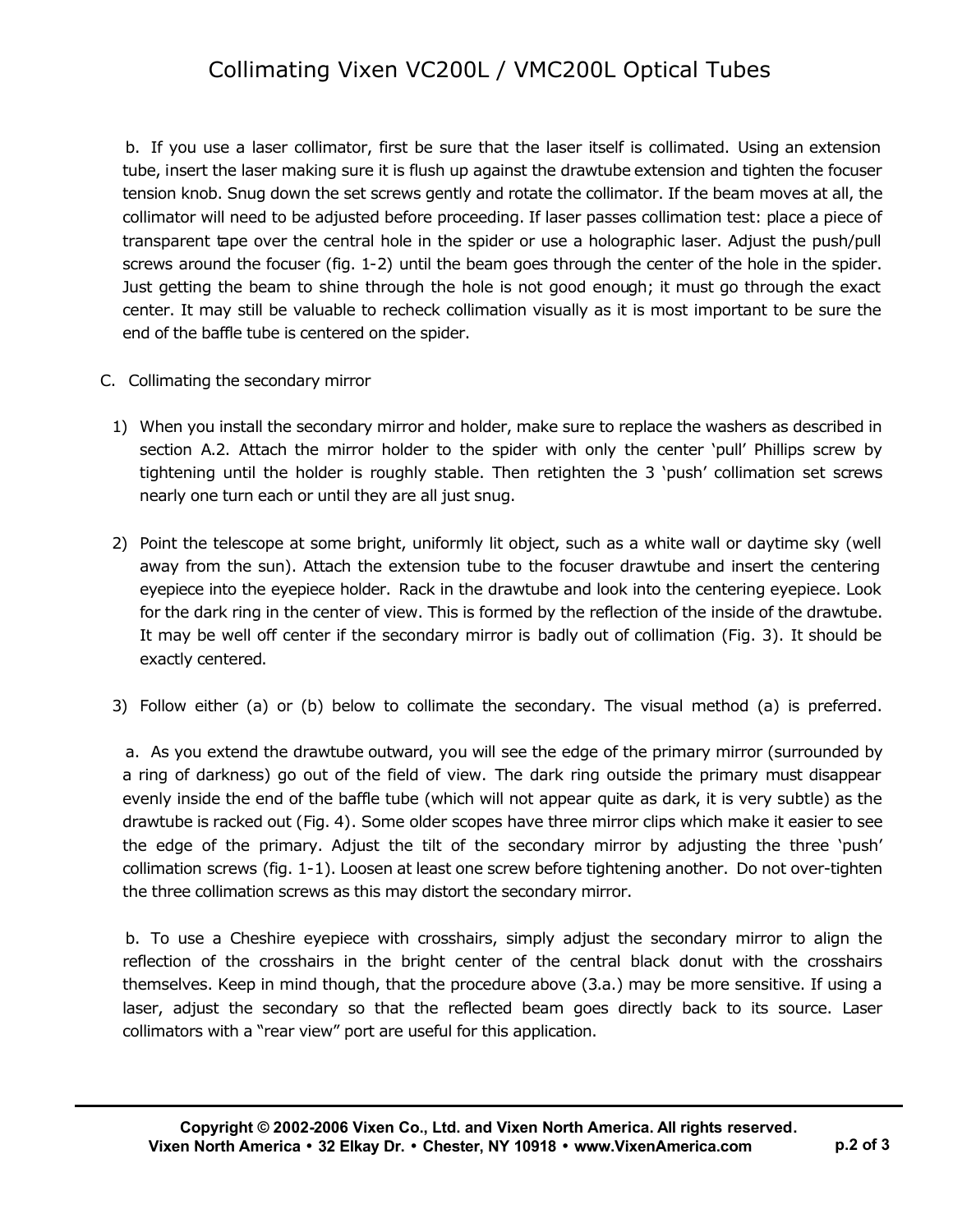b. If you use a laser collimator, first be sure that the laser itself is collimated. Using an extension tube, insert the laser making sure it is flush up against the drawtube extension and tighten the focuser tension knob. Snug down the set screws gently and rotate the collimator. If the beam moves at all, the collimator will need to be adjusted before proceeding. If laser passes collimation test: place a piece of transparent tape over the central hole in the spider or use a holographic laser. Adjust the push/pull screws around the focuser (fig. 1-2) until the beam goes through the center of the hole in the spider. Just getting the beam to shine through the hole is not good enough; it must go through the exact center. It may still be valuable to recheck collimation visually as it is most important to be sure the end of the baffle tube is centered on the spider.

C. Collimating the secondary mirror

1) When you install the secondary mirror and holder, make sure to replace the washers as described in section A.2. Attach the mirror holder to the spider with only the center 'pull' Phillips screw by tightening until the holder is roughly stable. Then retighten the 3 'push' collimation set screws nearly one turn each or until they are all just snug.

2) Point the telescope at some bright, uniformly lit object, such as a white wall or daytime sky (well away from the sun). Attach the extension tube to the focuser drawtube and insert the centering eyepiece into the eyepiece holder. Rack in the drawtube and look into the centering eyepiece. Look for the dark ring in the center of view. This is formed by the reflection of the inside of the drawtube. It may be well off center if the secondary mirror is badly out of collimation (Fig. 3). It should be exactly centered.

3) Follow either (a) or (b) below to collimate the secondary. The visual method (a) is preferred.

a. As you extend the drawtube outward, you will see the edge of the primary mirror (surrounded by a ring of darkness) go out of the field of view. The dark ring outside the primary must disappear evenly inside the end of the baffle tube (which will not appear quite as dark, it is very subtle) as the drawtube is racked out (Fig. 4). Some older scopes have three mirror clips which make it easier to see the edge of the primary. Adjust the tilt of the secondary mirror by adjusting the three 'push' collimation screws (fig. 1-1). Loosen at least one screw before tightening another. Do not over-tighten the three collimation screws as this may distort the secondary mirror.

b. To use a Cheshire eyepiece with crosshairs, simply adjust the secondary mirror to align the reflection of the crosshairs in the bright center of the central black donut with the crosshairs themselves. Keep in mind though, that the procedure above (3.a.) may be more sensitive. If using a laser, adjust the secondary so that the reflected beam goes directly back to its source. Laser collimators with a "rear view" port are useful for this application.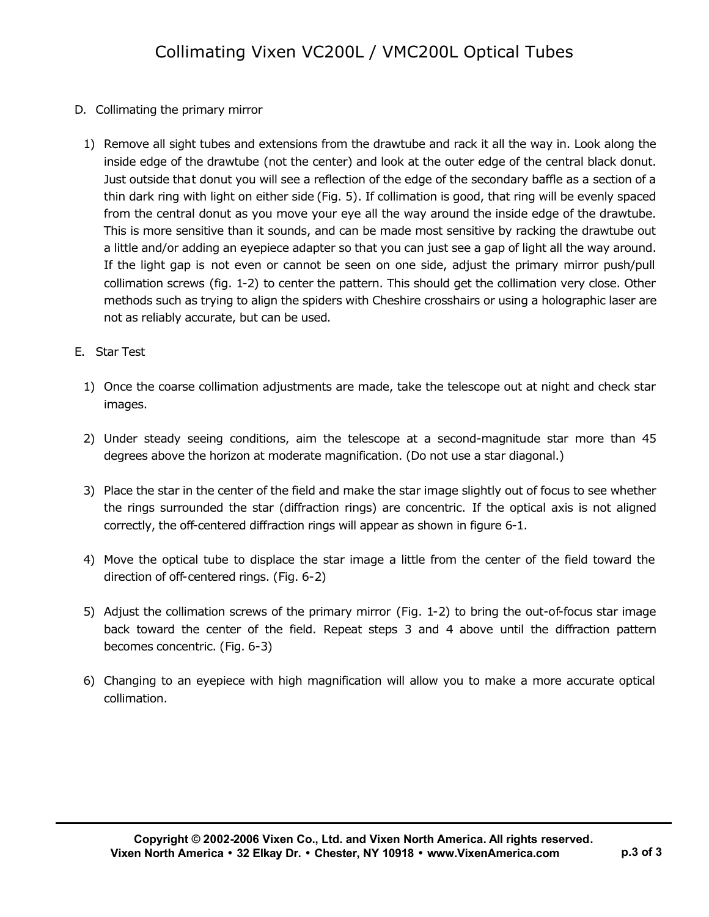D. Collimating the primary mirror

1) Remove all sight tubes and extensions from the drawtube and rack it all the way in. Look along the inside edge of the drawtube (not the center) and look at the outer edge of the central black donut. Just outside that donut you will see a reflection of the edge of the secondary baffle as a section of a thin dark ring with light on either side (Fig. 5). If collimation is good, that ring will be evenly spaced from the central donut as you move your eye all the way around the inside edge of the drawtube. This is more sensitive than it sounds, and can be made most sensitive by racking the drawtube out a little and/or adding an eyepiece adapter so that you can just see a gap of light all the way around. If the light gap is not even or cannot be seen on one side, adjust the primary mirror push/pull collimation screws (fig. 1-2) to center the pattern. This should get the collimation very close. Other methods such as trying to align the spiders with Cheshire crosshairs or using a holographic laser are not as reliably accurate, but can be used.

E. Star Test

1) Once the coarse collimation adjustments are made, take the telescope out at night and check star images.

2) Under steady seeing conditions, aim the telescope at a second-magnitude star more than 45 degrees above the horizon at moderate magnification. (Do not use a star diagonal.)

3) Place the star in the center of the field and make the star image slightly out of focus to see whether the rings surrounded the star (diffraction rings) are concentric. If the optical axis is not aligned correctly, the off-centered diffraction rings will appear as shown in figure 6-1.

4) Move the optical tube to displace the star image a little from the center of the field toward the direction of off-centered rings. (Fig. 6-2)

5) Adjust the collimation screws of the primary mirror (Fig. 1-2) to bring the out-of-focus star image back toward the center of the field. Repeat steps 3 and 4 above until the diffraction pattern becomes concentric. (Fig. 6-3)

6) Changing to an eyepiece with high magnification will allow you to make a more accurate optical collimation.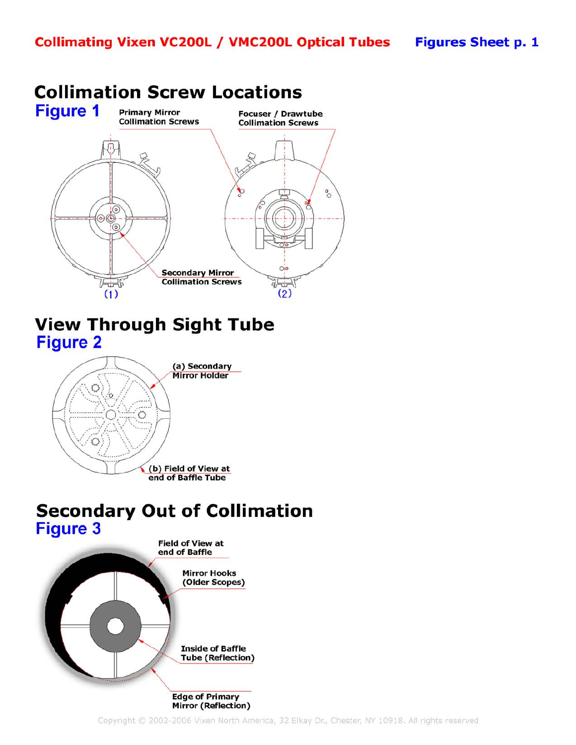## Collimation Screw Locations

### Figure 1

Primary Mirror Collimation Screws

Focuser / Drawtube Collimation Screws

Secondary Mirror Collimation Screws

(1)

(2)

## View Through Sight Tube

### Figure 2

(a) Secondary Mirror Holder

(b) Field of View at end of Baffle Tube

## Secondary Out of Collimation

### Figure 3

Field of View at end of Baffle

Mirror Hooks (Older Scopes)

Inside of Baffle Tube (Reflection)

Edge of Primary Mirror (Reflection)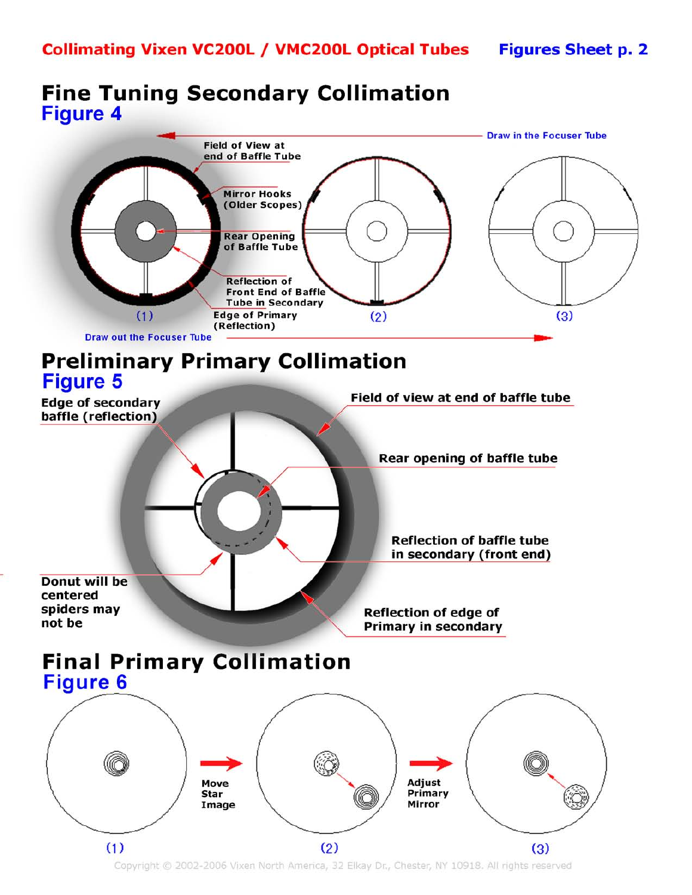## Fine Tuning Secondary Collimation

### Figure 4

Draw in the Focuser Tube

Field of View at end of Baffle Tube

Mirror Hooks (Older Scopes)

Rear Opening of Baffle Tube

Reflection of Front End of Baffle Tube in Secondary

Edge of Primary (Reflection)

(1)

(2)

(3)

Draw out the Focuser Tube

## Preliminary Primary Collimation

### Figure 5

Edge of secondary baffle (reflection)

Field of view at end of baffle tube

Rear opening of baffle tube

Reflection of baffle tube in secondary (front end)

Donut will be centered spiders may not be

Reflection of edge of Primary in secondary

## Final Primary Collimation

### Figure 6

Move Star Image

Adjust Primary Mirror

(1)

(2)

(3)

Copyright © 2002-2006 Vixen North America, 32 Elkay Dr., Chester, NY 10918. All rights reserved